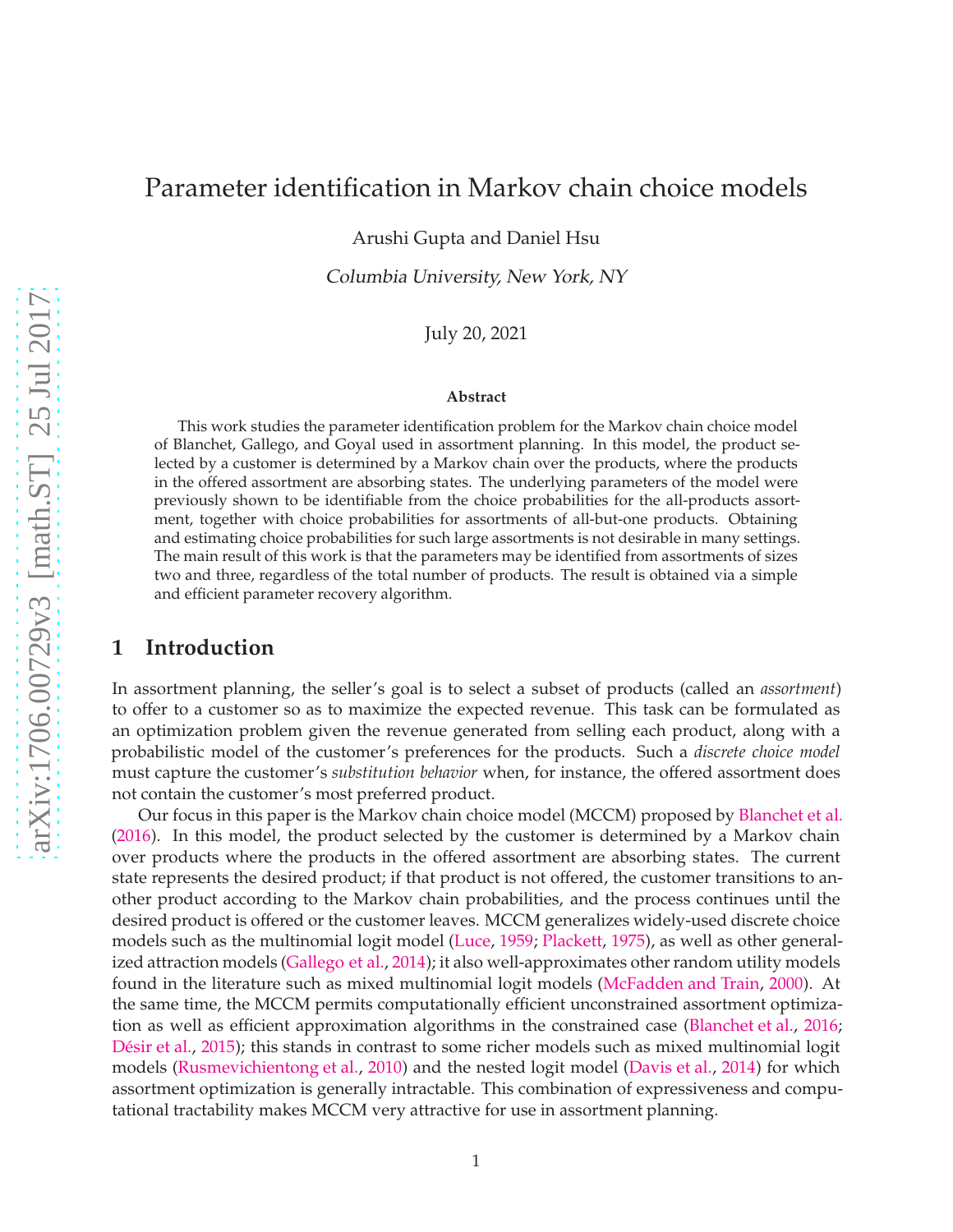# Parameter identification in Markov chain choice models

Arushi Gupta and Daniel Hsu

*Columbia University, New York, NY*

July 20, 2021

### Abstract

This work studies the parameter identification problem for the Markov chain choice model of Blanchet, Gallego, and Goyal used in assortment planning. In this model, the product selected by a customer is determined by a Markov chain over the products, where the products in the offered assortment are absorbing states. The underlying parameters of the model were previously shown to be identifiable from the choice probabilities for the all-products assortment, together with choice probabilities for assortments of all-but-one products. Obtaining and estimating choice probabilities for such large assortments is not desirable in many settings. The main result of this work is that the parameters may be identified from assortments of sizes two and three, regardless of the total number of products. The result is obtained via a simple and efficient parameter recovery algorithm.

## 1 Introduction

In assortment planning, the seller's goal is to select a subset of products (called an *assortment*) to offer to a customer so as to maximize the expected revenue. This task can be formulated as an optimization problem given the revenue generated from selling each product, along with a probabilistic model of the customer's preferences for the products. Such a *discrete choice model* must capture the customer's *substitution behavior* when, for instance, the offered assortment does not contain the customer's most preferred product.

Our focus in this paper is the Markov chain choice model (MCCM) proposed by Blanchet et al. (2016). In this model, the product selected by the customer is determined by a Markov chain over products where the products in the offered assortment are absorbing states. The current state represents the desired product; if that product is not offered, the customer transitions to another product according to the Markov chain probabilities, and the process continues until the desired product is offered or the customer leaves. MCCM generalizes widely-used discrete choice models such as the multinomial logit model (Luce, 1959; Plackett, 1975), as well as other generalized attraction models (Gallego et al., 2014); it also well-approximates other random utility models found in the literature such as mixed multinomial logit models (McFadden and Train, 2000). At the same time, the MCCM permits computationally efficient unconstrained assortment optimization as well as efficient approximation algorithms in the constrained case (Blanchet et al., 2016; Désir et al., 2015); this stands in contrast to some richer models such as mixed multinomial logit models (Rusmevichientong et al., 2010) and the nested logit model (Davis et al., 2014) for which assortment optimization is generally intractable. This combination of expressiveness and computational tractability makes MCCM very attractive for use in assortment planning.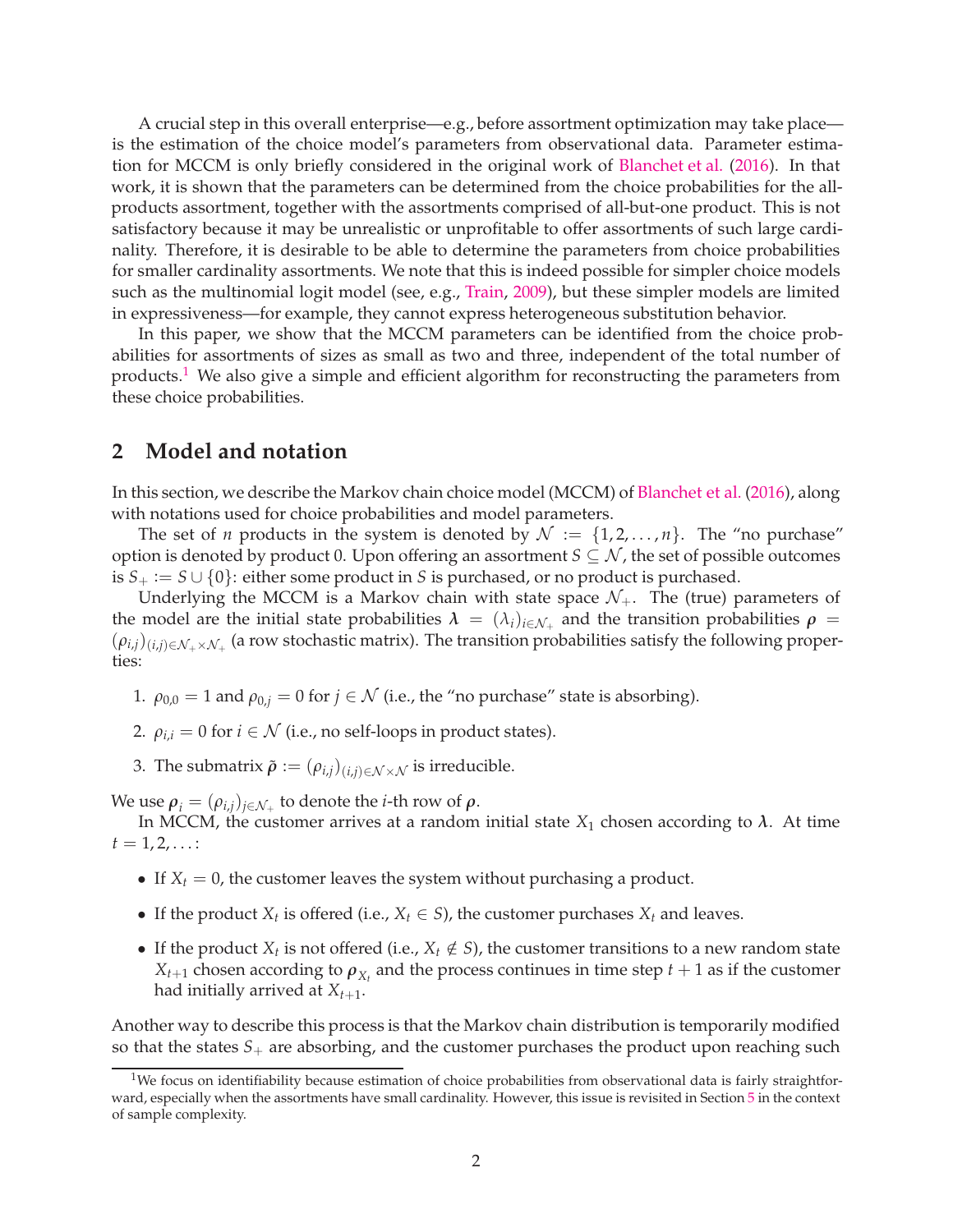A crucial step in this overall enterprise—e.g., before assortment optimization may take place—is the estimation of the choice model's parameters from observational data. Parameter estimation for MCCM is only briefly considered in the original work of Blanchet et al. (2016). In that work, it is shown that the parameters can be determined from the choice probabilities for the all-products assortment, together with the assortments comprised of all-but-one product. This is not satisfactory because it may be unrealistic or unprofitable to offer assortments of such large cardinality. Therefore, it is desirable to be able to determine the parameters from choice probabilities for smaller cardinality assortments. We note that this is indeed possible for simpler choice models such as the multinomial logit model (see, e.g., Train, 2009), but these simpler models are limited in expressiveness—for example, they cannot express heterogeneous substitution behavior.

In this paper, we show that the MCCM parameters can be identified from the choice probabilities for assortments of sizes as small as two and three, independent of the total number of products.[1] We also give a simple and efficient algorithm for reconstructing the parameters from these choice probabilities.

## 2 Model and notation

In this section, we describe the Markov chain choice model (MCCM) of Blanchet et al. (2016), along with notations used for choice probabilities and model parameters.

The set of $n$ products in the system is denoted by $\mathcal{N} := \{1, 2, \ldots, n\}$. The "no purchase" option is denoted by product 0. Upon offering an assortment $S \subseteq \mathcal{N}$, the set of possible outcomes is $S_+ := S \cup \{0\}$: either some product in $S$ is purchased, or no product is purchased.

Underlying the MCCM is a Markov chain with state space $\mathcal{N}_+$. The (true) parameters of the model are the initial state probabilities $\boldsymbol{\lambda} = (\lambda_i)_{i \in \mathcal{N}_+}$ and the transition probabilities $\boldsymbol{\rho} = (\rho_{i,j})_{(i,j) \in \mathcal{N}_+ \times \mathcal{N}_+}$ (a row stochastic matrix). The transition probabilities satisfy the following properties:

1. $\rho_{0,0} = 1$ and $\rho_{0,j} = 0$ for $j \in \mathcal{N}$ (i.e., the "no purchase" state is absorbing).
2. $\rho_{i,i} = 0$ for $i \in \mathcal{N}$ (i.e., no self-loops in product states).
3. The submatrix $\tilde{\boldsymbol{\rho}} := (\rho_{i,j})_{(i,j) \in \mathcal{N} \times \mathcal{N}}$ is irreducible.

We use $\boldsymbol{\rho}_i = (\rho_{i,j})_{j \in \mathcal{N}_+}$ to denote the $i$-th row of $\boldsymbol{\rho}$.

In MCCM, the customer arrives at a random initial state $X_1$ chosen according to $\boldsymbol{\lambda}$. At time $t = 1, 2, \ldots$:

- If $X_t = 0$, the customer leaves the system without purchasing a product.
- If the product $X_t$ is offered (i.e., $X_t \in S$), the customer purchases $X_t$ and leaves.
- If the product $X_t$ is not offered (i.e., $X_t \notin S$), the customer transitions to a new random state $X_{t+1}$ chosen according to $\boldsymbol{\rho}_{X_t}$ and the process continues in time step $t+1$ as if the customer had initially arrived at $X_{t+1}$.

Another way to describe this process is that the Markov chain distribution is temporarily modified so that the states $S_+$ are absorbing, and the customer purchases the product upon reaching such

[1] We focus on identifiability because estimation of choice probabilities from observational data is fairly straightforward, especially when the assortments have small cardinality. However, this issue is revisited in Section 5 in the context of sample complexity.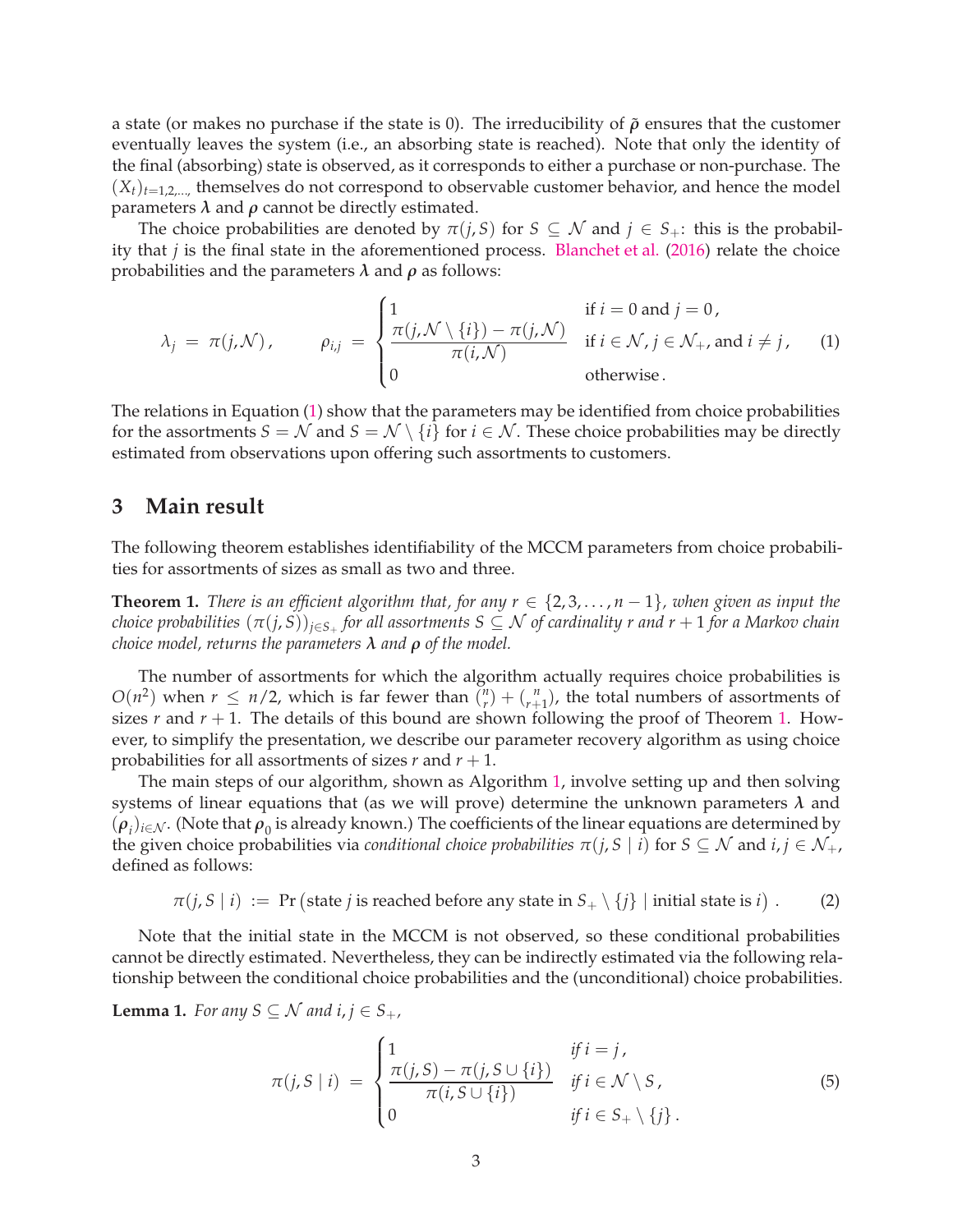a state (or makes no purchase if the state is 0). The irreducibility of $\tilde{\boldsymbol{\rho}}$ ensures that the customer eventually leaves the system (i.e., an absorbing state is reached). Note that only the identity of the final (absorbing) state is observed, as it corresponds to either a purchase or non-purchase. The $(X_t)_{t=1,2,\ldots,}$ themselves do not correspond to observable customer behavior, and hence the model parameters $\boldsymbol{\lambda}$ and $\boldsymbol{\rho}$ cannot be directly estimated.

The choice probabilities are denoted by $\pi(j, S)$ for $S \subseteq \mathcal{N}$ and $j \in S_+$: this is the probability that $j$ is the final state in the aforementioned process. Blanchet et al. (2016) relate the choice probabilities and the parameters $\boldsymbol{\lambda}$ and $\boldsymbol{\rho}$ as follows:

$$\lambda_j \;=\; \pi(j, \mathcal{N}) \,, \qquad \rho_{i,j} \;=\; \begin{cases} 1 & \text{if } i = 0 \text{ and } j = 0 \,, \\ \dfrac{\pi(j, \mathcal{N} \setminus \{i\}) - \pi(j, \mathcal{N})}{\pi(i, \mathcal{N})} & \text{if } i \in \mathcal{N}, j \in \mathcal{N}_+, \text{and } i \neq j \,, \\ 0 & \text{otherwise} \,. \end{cases} \tag{1}$$

The relations in Equation (1) show that the parameters may be identified from choice probabilities for the assortments $S = \mathcal{N}$ and $S = \mathcal{N} \setminus \{i\}$ for $i \in \mathcal{N}$. These choice probabilities may be directly estimated from observations upon offering such assortments to customers.

## 3 Main result

The following theorem establishes identifiability of the MCCM parameters from choice probabilities for assortments of sizes as small as two and three.

**Theorem 1.** *There is an efficient algorithm that, for any $r \in \{2, 3, \ldots, n-1\}$, when given as input the choice probabilities $(\pi(j, S))_{j \in S_+}$ for all assortments $S \subseteq \mathcal{N}$ of cardinality $r$ and $r+1$ for a Markov chain choice model, returns the parameters $\boldsymbol{\lambda}$ and $\boldsymbol{\rho}$ of the model.*

The number of assortments for which the algorithm actually requires choice probabilities is $O(n^2)$ when $r \leq n/2$, which is far fewer than $\binom{n}{r} + \binom{n}{r+1}$, the total numbers of assortments of sizes $r$ and $r+1$. The details of this bound are shown following the proof of Theorem 1. However, to simplify the presentation, we describe our parameter recovery algorithm as using choice probabilities for all assortments of sizes $r$ and $r+1$.

The main steps of our algorithm, shown as Algorithm 1, involve setting up and then solving systems of linear equations that (as we will prove) determine the unknown parameters $\boldsymbol{\lambda}$ and $(\boldsymbol{\rho}_i)_{i \in \mathcal{N}}$. (Note that $\boldsymbol{\rho}_0$ is already known.) The coefficients of the linear equations are determined by the given choice probabilities via *conditional choice probabilities* $\pi(j, S \mid i)$ for $S \subseteq \mathcal{N}$ and $i, j \in \mathcal{N}_+$, defined as follows:

$$\pi(j, S \mid i) \;:=\; \Pr\left(\text{state } j \text{ is reached before any state in } S_+ \setminus \{j\} \mid \text{initial state is } i\right) \,. \tag{2}$$

Note that the initial state in the MCCM is not observed, so these conditional probabilities cannot be directly estimated. Nevertheless, they can be indirectly estimated via the following relationship between the conditional choice probabilities and the (unconditional) choice probabilities.

**Lemma 1.** *For any $S \subseteq \mathcal{N}$ and $i, j \in S_+$,*

$$\pi(j, S \mid i) \;=\; \begin{cases} 1 & \text{if } i = j \,, \\ \dfrac{\pi(j, S) - \pi(j, S \cup \{i\})}{\pi(i, S \cup \{i\})} & \text{if } i \in \mathcal{N} \setminus S \,, \\ 0 & \text{if } i \in S_+ \setminus \{j\} \,. \end{cases} \tag{5}$$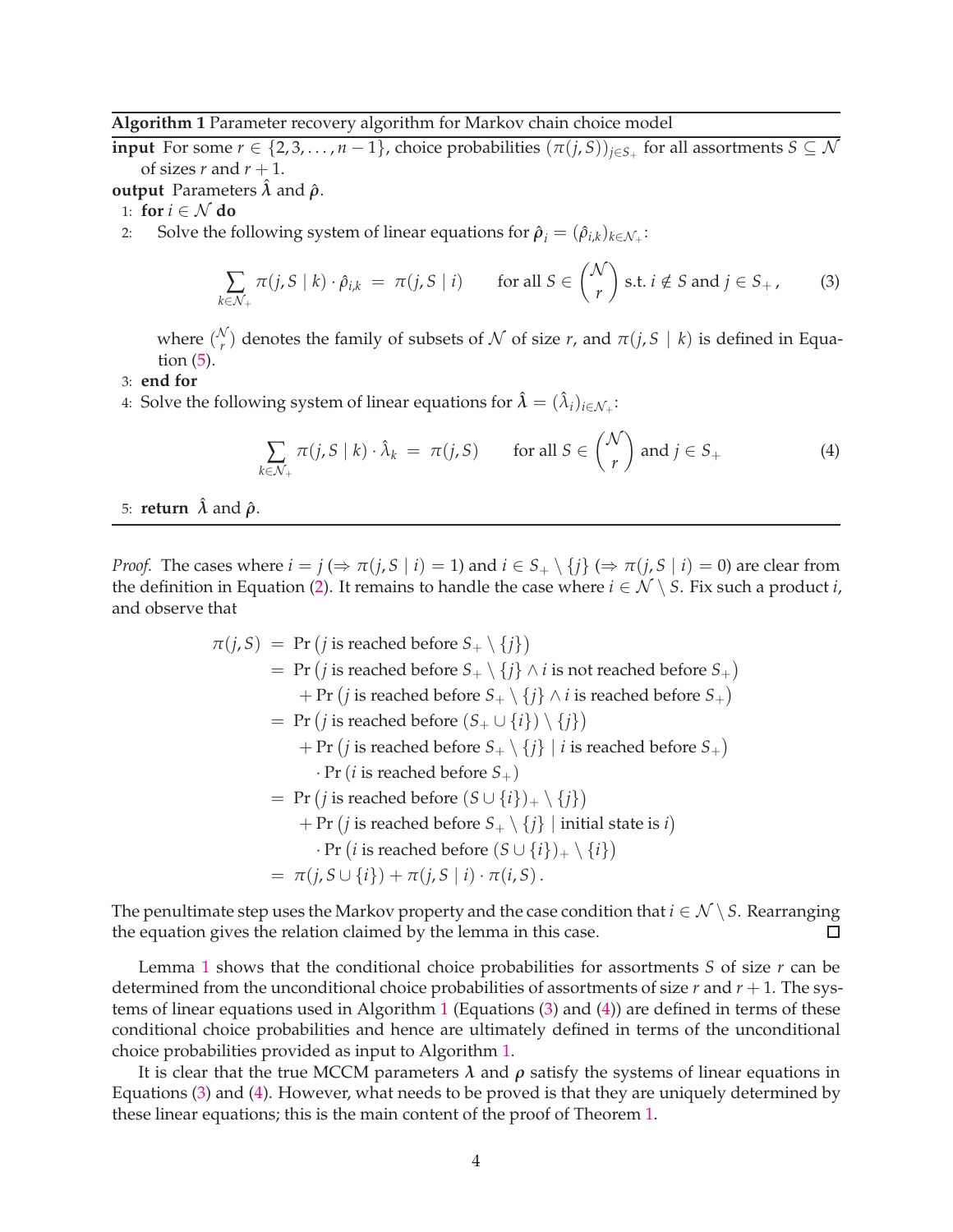**Algorithm 1** Parameter recovery algorithm for Markov chain choice model

**input** For some $r \in \{2, 3, \ldots, n-1\}$, choice probabilities $(\pi(j, S))_{j \in S_+}$ for all assortments $S \subseteq \mathcal{N}$ of sizes $r$ and $r+1$.

**output** Parameters $\hat{\boldsymbol{\lambda}}$ and $\hat{\boldsymbol{\rho}}$.

1: **for** $i \in \mathcal{N}$ **do**

2: Solve the following system of linear equations for $\hat{\boldsymbol{\rho}}_i = (\hat{\rho}_{i,k})_{k \in \mathcal{N}_+}$:

$$\sum_{k \in \mathcal{N}_+} \pi(j, S \mid k) \cdot \hat{\rho}_{i,k} \;=\; \pi(j, S \mid i) \qquad \text{for all } S \in \binom{\mathcal{N}}{r} \text{ s.t. } i \notin S \text{ and } j \in S_+ , \tag{3}$$

where $\binom{\mathcal{N}}{r}$ denotes the family of subsets of $\mathcal{N}$ of size $r$, and $\pi(j, S \mid k)$ is defined in Equation (5).

3: **end for**

4: Solve the following system of linear equations for $\hat{\boldsymbol{\lambda}} = (\hat{\lambda}_i)_{i \in \mathcal{N}_+}$:

$$\sum_{k \in \mathcal{N}_+} \pi(j, S \mid k) \cdot \hat{\lambda}_k \;=\; \pi(j, S) \qquad \text{for all } S \in \binom{\mathcal{N}}{r} \text{ and } j \in S_+ \tag{4}$$

5: **return** $\hat{\boldsymbol{\lambda}}$ and $\hat{\boldsymbol{\rho}}$.

*Proof.* The cases where $i = j$ ($\Rightarrow \pi(j, S \mid i) = 1$) and $i \in S_+ \setminus \{j\}$ ($\Rightarrow \pi(j, S \mid i) = 0$) are clear from the definition in Equation (2). It remains to handle the case where $i \in \mathcal{N} \setminus S$. Fix such a product $i$, and observe that

$$
\begin{aligned}
\pi(j, S) \;&=\; \Pr\left(j \text{ is reached before } S_+ \setminus \{j\}\right) \\
&=\; \Pr\left(j \text{ is reached before } S_+ \setminus \{j\} \wedge i \text{ is not reached before } S_+\right) \\
&\qquad + \Pr\left(j \text{ is reached before } S_+ \setminus \{j\} \wedge i \text{ is reached before } S_+\right) \\
&=\; \Pr\left(j \text{ is reached before } (S_+ \cup \{i\}) \setminus \{j\}\right) \\
&\qquad + \Pr\left(j \text{ is reached before } S_+ \setminus \{j\} \mid i \text{ is reached before } S_+\right) \\
&\qquad\quad \cdot \Pr\left(i \text{ is reached before } S_+\right) \\
&=\; \Pr\left(j \text{ is reached before } (S \cup \{i\})_+ \setminus \{j\}\right) \\
&\qquad + \Pr\left(j \text{ is reached before } S_+ \setminus \{j\} \mid \text{initial state is } i\right) \\
&\qquad\quad \cdot \Pr\left(i \text{ is reached before } (S \cup \{i\})_+ \setminus \{i\}\right) \\
&=\; \pi(j, S \cup \{i\}) + \pi(j, S \mid i) \cdot \pi(i, S) \,.
\end{aligned}
$$

The penultimate step uses the Markov property and the case condition that $i \in \mathcal{N} \setminus S$. Rearranging the equation gives the relation claimed by the lemma in this case. $\square$

Lemma 1 shows that the conditional choice probabilities for assortments $S$ of size $r$ can be determined from the unconditional choice probabilities of assortments of size $r$ and $r+1$. The systems of linear equations used in Algorithm 1 (Equations (3) and (4)) are defined in terms of these conditional choice probabilities and hence are ultimately defined in terms of the unconditional choice probabilities provided as input to Algorithm 1.

It is clear that the true MCCM parameters $\boldsymbol{\lambda}$ and $\boldsymbol{\rho}$ satisfy the systems of linear equations in Equations (3) and (4). However, what needs to be proved is that they are uniquely determined by these linear equations; this is the main content of the proof of Theorem 1.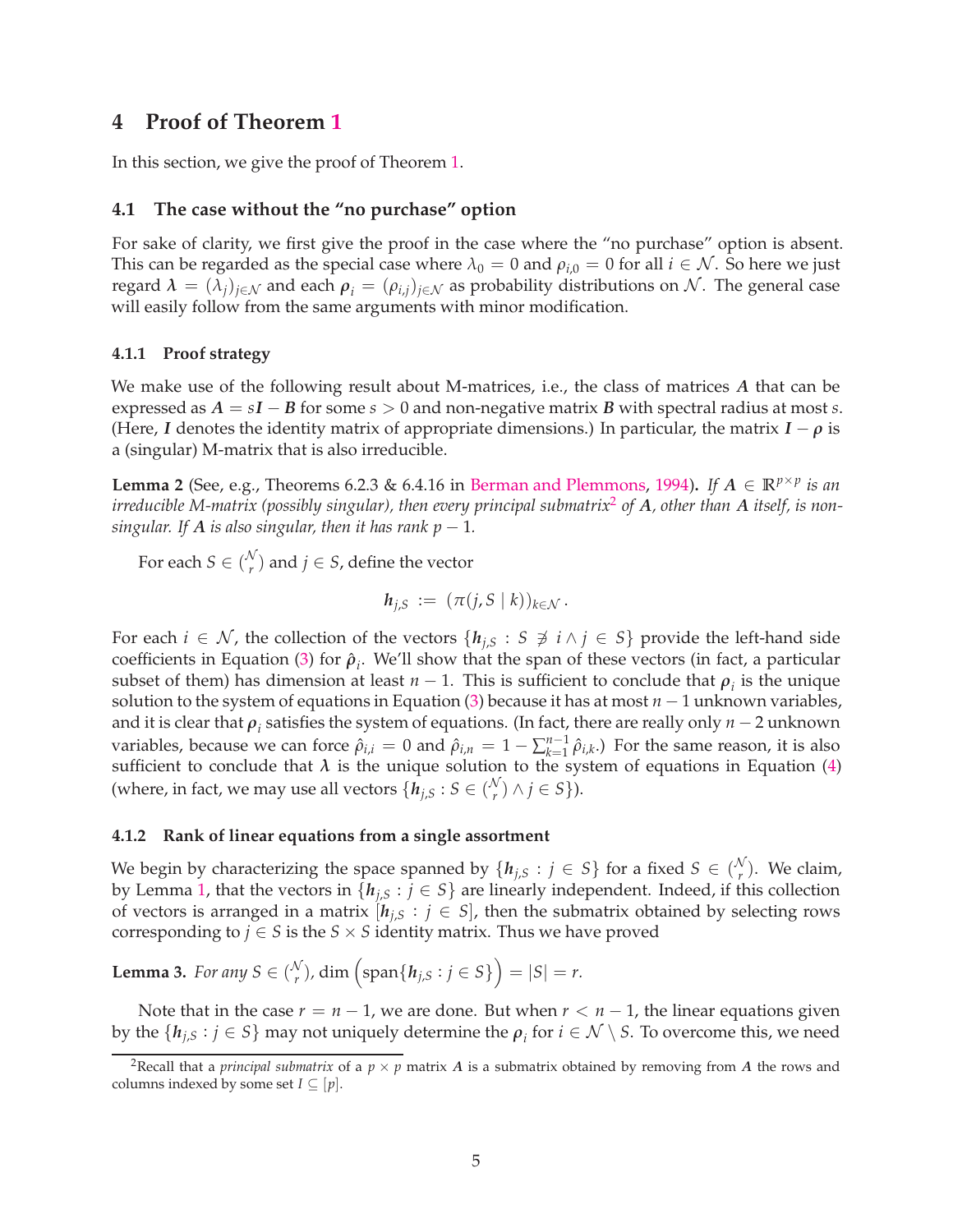# 4 Proof of Theorem 1

In this section, we give the proof of Theorem 1.

## 4.1 The case without the "no purchase" option

For sake of clarity, we first give the proof in the case where the "no purchase" option is absent. This can be regarded as the special case where $\lambda_0 = 0$ and $\rho_{i,0} = 0$ for all $i \in \mathcal{N}$. So here we just regard $\boldsymbol{\lambda} = (\lambda_j)_{j \in \mathcal{N}}$ and each $\boldsymbol{\rho}_i = (\rho_{i,j})_{j \in \mathcal{N}}$ as probability distributions on $\mathcal{N}$. The general case will easily follow from the same arguments with minor modification.

### 4.1.1 Proof strategy

We make use of the following result about M-matrices, i.e., the class of matrices $\boldsymbol{A}$ that can be expressed as $\boldsymbol{A} = s\boldsymbol{I} - \boldsymbol{B}$ for some $s > 0$ and non-negative matrix $\boldsymbol{B}$ with spectral radius at most $s$. (Here, $\boldsymbol{I}$ denotes the identity matrix of appropriate dimensions.) In particular, the matrix $\boldsymbol{I} - \boldsymbol{\rho}$ is a (singular) M-matrix that is also irreducible.

**Lemma 2** (See, e.g., Theorems 6.2.3 & 6.4.16 in Berman and Plemmons, 1994). *If $\boldsymbol{A} \in \mathbb{R}^{p \times p}$ is an irreducible M-matrix (possibly singular), then every principal submatrix[2] of $\boldsymbol{A}$, other than $\boldsymbol{A}$ itself, is non-singular. If $\boldsymbol{A}$ is also singular, then it has rank $p - 1$.*

For each $S \in \binom{\mathcal{N}}{r}$ and $j \in S$, define the vector

$$\boldsymbol{h}_{j,S} := (\pi(j, S \mid k))_{k \in \mathcal{N}}.$$

For each $i \in \mathcal{N}$, the collection of the vectors $\{\boldsymbol{h}_{j,S} : S \not\ni i \wedge j \in S\}$ provide the left-hand side coefficients in Equation (3) for $\hat{\boldsymbol{\rho}}_i$. We'll show that the span of these vectors (in fact, a particular subset of them) has dimension at least $n - 1$. This is sufficient to conclude that $\boldsymbol{\rho}_i$ is the unique solution to the system of equations in Equation (3) because it has at most $n - 1$ unknown variables, and it is clear that $\boldsymbol{\rho}_i$ satisfies the system of equations. (In fact, there are really only $n - 2$ unknown variables, because we can force $\hat{\rho}_{i,i} = 0$ and $\hat{\rho}_{i,n} = 1 - \sum_{k=1}^{n-1} \hat{\rho}_{i,k}$.) For the same reason, it is also sufficient to conclude that $\boldsymbol{\lambda}$ is the unique solution to the system of equations in Equation (4) (where, in fact, we may use all vectors $\{\boldsymbol{h}_{j,S} : S \in \binom{\mathcal{N}}{r} \wedge j \in S\}$).

### 4.1.2 Rank of linear equations from a single assortment

We begin by characterizing the space spanned by $\{\boldsymbol{h}_{j,S} : j \in S\}$ for a fixed $S \in \binom{\mathcal{N}}{r}$. We claim, by Lemma 1, that the vectors in $\{\boldsymbol{h}_{j,S} : j \in S\}$ are linearly independent. Indeed, if this collection of vectors is arranged in a matrix $[\boldsymbol{h}_{j,S} : j \in S]$, then the submatrix obtained by selecting rows corresponding to $j \in S$ is the $S \times S$ identity matrix. Thus we have proved

**Lemma 3.** *For any $S \in \binom{\mathcal{N}}{r}$, $\dim\left(\operatorname{span}\{\boldsymbol{h}_{j,S} : j \in S\}\right) = |S| = r$.*

Note that in the case $r = n - 1$, we are done. But when $r < n - 1$, the linear equations given by the $\{\boldsymbol{h}_{j,S} : j \in S\}$ may not uniquely determine the $\boldsymbol{\rho}_i$ for $i \in \mathcal{N} \setminus S$. To overcome this, we need

[2] Recall that a *principal submatrix* of a $p \times p$ matrix $\boldsymbol{A}$ is a submatrix obtained by removing from $\boldsymbol{A}$ the rows and columns indexed by some set $I \subseteq [p]$.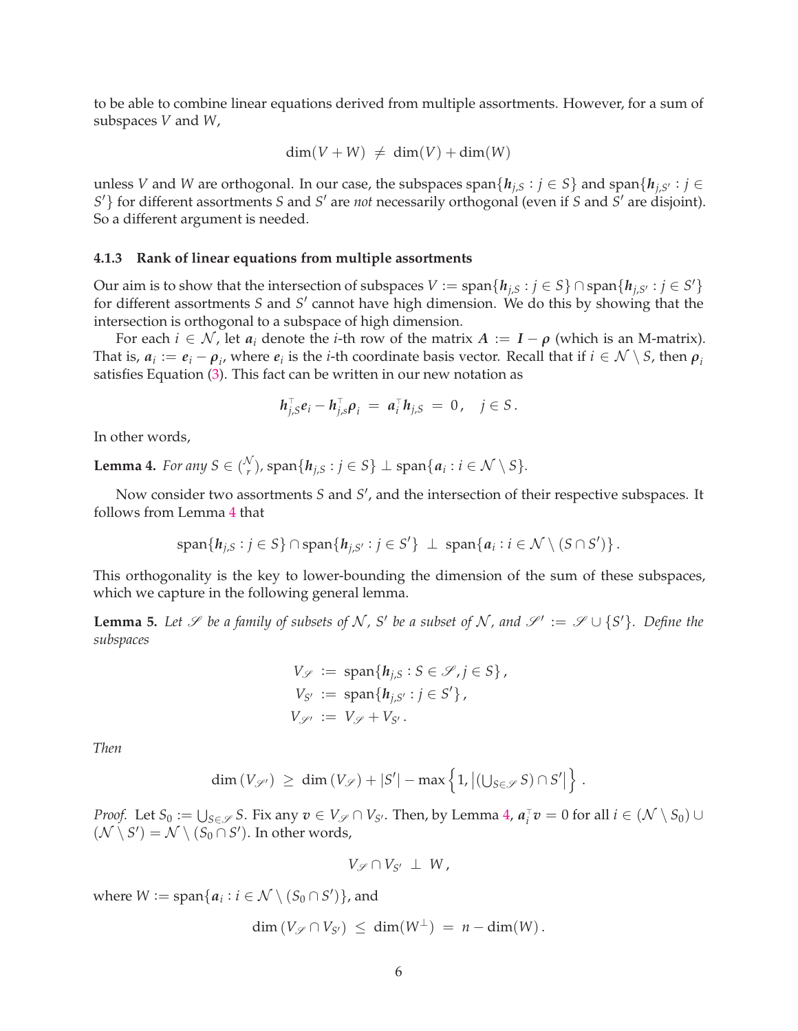to be able to combine linear equations derived from multiple assortments. However, for a sum of subspaces $V$ and $W$,

$$\dim(V + W) \neq \dim(V) + \dim(W)$$

unless $V$ and $W$ are orthogonal. In our case, the subspaces $\operatorname{span}\{\boldsymbol{h}_{j,S} : j \in S\}$ and $\operatorname{span}\{\boldsymbol{h}_{j,S'} : j \in S'\}$ for different assortments $S$ and $S'$ are *not* necessarily orthogonal (even if $S$ and $S'$ are disjoint). So a different argument is needed.

### 4.1.3 Rank of linear equations from multiple assortments

Our aim is to show that the intersection of subspaces $V := \operatorname{span}\{\boldsymbol{h}_{j,S} : j \in S\} \cap \operatorname{span}\{\boldsymbol{h}_{j,S'} : j \in S'\}$ for different assortments $S$ and $S'$ cannot have high dimension. We do this by showing that the intersection is orthogonal to a subspace of high dimension.

For each $i \in \mathcal{N}$, let $\boldsymbol{a}_i$ denote the $i$-th row of the matrix $\boldsymbol{A} := \boldsymbol{I} - \boldsymbol{\rho}$ (which is an M-matrix). That is, $\boldsymbol{a}_i := \boldsymbol{e}_i - \boldsymbol{\rho}_i$, where $\boldsymbol{e}_i$ is the $i$-th coordinate basis vector. Recall that if $i \in \mathcal{N} \setminus S$, then $\boldsymbol{\rho}_i$ satisfies Equation (3). This fact can be written in our new notation as

$$\boldsymbol{h}_{j,S}^{\top}\boldsymbol{e}_i - \boldsymbol{h}_{j,s}^{\top}\boldsymbol{\rho}_i \;=\; \boldsymbol{a}_i^{\top}\boldsymbol{h}_{j,S} \;=\; 0\,, \quad j \in S\,.$$

In other words,

**Lemma 4.** *For any $S \in \binom{\mathcal{N}}{r}$, $\operatorname{span}\{\boldsymbol{h}_{j,S} : j \in S\} \perp \operatorname{span}\{\boldsymbol{a}_i : i \in \mathcal{N} \setminus S\}$.*

Now consider two assortments $S$ and $S'$, and the intersection of their respective subspaces. It follows from Lemma 4 that

$$\operatorname{span}\{\boldsymbol{h}_{j,S} : j \in S\} \cap \operatorname{span}\{\boldsymbol{h}_{j,S'} : j \in S'\} \;\perp\; \operatorname{span}\{\boldsymbol{a}_i : i \in \mathcal{N} \setminus (S \cap S')\}\,.$$

This orthogonality is the key to lower-bounding the dimension of the sum of these subspaces, which we capture in the following general lemma.

**Lemma 5.** *Let $\mathscr{S}$ be a family of subsets of $\mathcal{N}$, $S'$ be a subset of $\mathcal{N}$, and $\mathscr{S}' := \mathscr{S} \cup \{S'\}$. Define the subspaces*

$$\begin{aligned}
V_{\mathscr{S}} &:= \operatorname{span}\{\boldsymbol{h}_{j,S} : S \in \mathscr{S}, j \in S\}\,, \\
V_{S'} &:= \operatorname{span}\{\boldsymbol{h}_{j,S'} : j \in S'\}\,, \\
V_{\mathscr{S}'} &:= V_{\mathscr{S}} + V_{S'}\,.
\end{aligned}$$

*Then*

$$\dim\left(V_{\mathscr{S}'}\right) \;\geq\; \dim\left(V_{\mathscr{S}}\right) + |S'| - \max\left\{1, \left|\left(\textstyle\bigcup_{S \in \mathscr{S}} S\right) \cap S'\right|\right\}\,.$$

*Proof.* Let $S_0 := \bigcup_{S \in \mathscr{S}} S$. Fix any $\boldsymbol{v} \in V_{\mathscr{S}} \cap V_{S'}$. Then, by Lemma 4, $\boldsymbol{a}_i^{\top}\boldsymbol{v} = 0$ for all $i \in (\mathcal{N} \setminus S_0) \cup (\mathcal{N} \setminus S') = \mathcal{N} \setminus (S_0 \cap S')$. In other words,

$$V_{\mathscr{S}} \cap V_{S'} \;\perp\; W\,,$$

where $W := \operatorname{span}\{\boldsymbol{a}_i : i \in \mathcal{N} \setminus (S_0 \cap S')\}$, and

$$\dim\left(V_{\mathscr{S}} \cap V_{S'}\right) \;\leq\; \dim(W^{\perp}) \;=\; n - \dim(W)\,.$$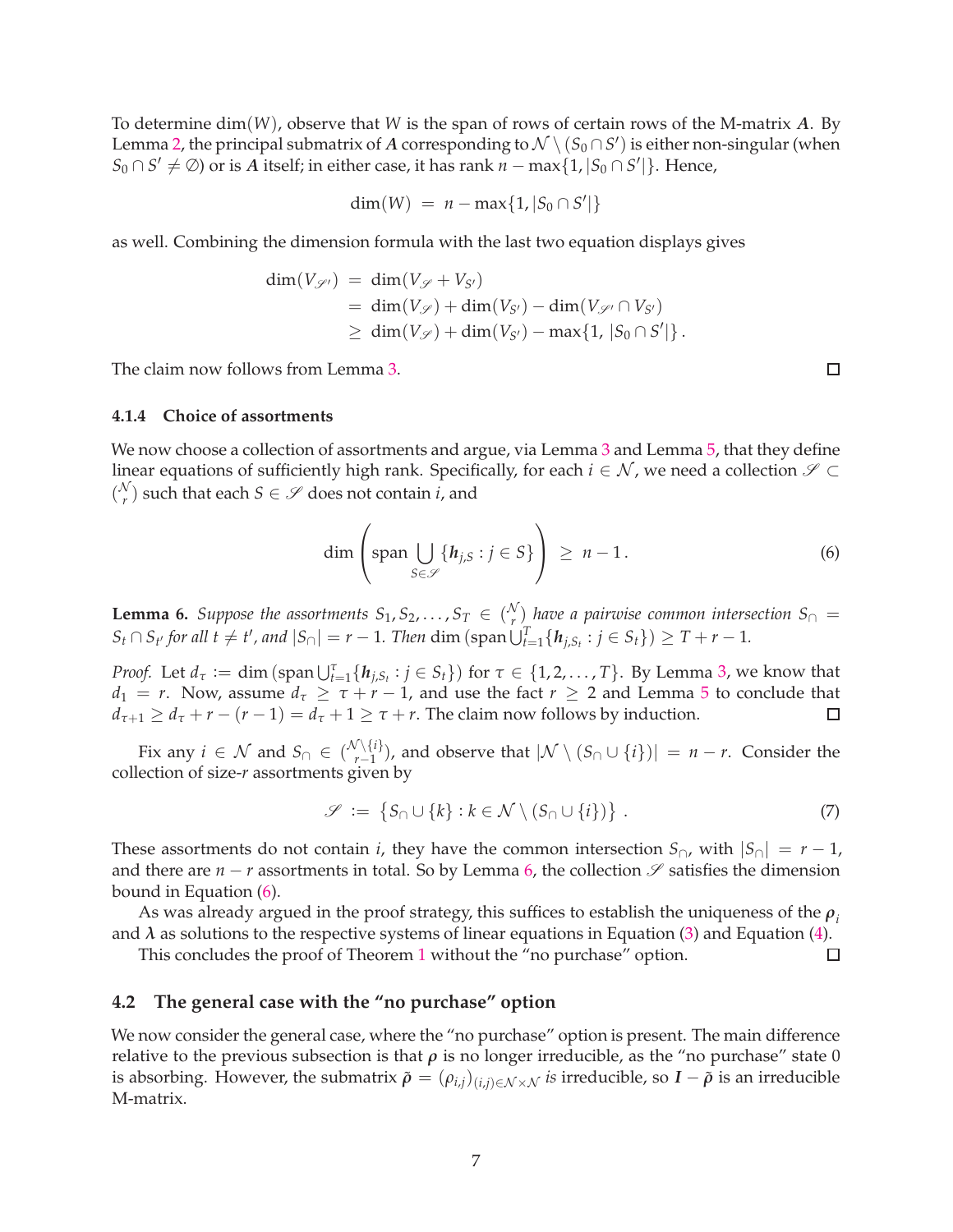To determine $\dim(W)$, observe that $W$ is the span of rows of certain rows of the M-matrix $\boldsymbol{A}$. By Lemma 2, the principal submatrix of $\boldsymbol{A}$ corresponding to $\mathcal{N} \setminus (S_0 \cap S')$ is either non-singular (when $S_0 \cap S' \neq \emptyset$) or is $\boldsymbol{A}$ itself; in either case, it has rank $n - \max\{1, |S_0 \cap S'|\}$. Hence,

$$\dim(W) \;=\; n - \max\{1, |S_0 \cap S'|\}$$

as well. Combining the dimension formula with the last two equation displays gives

$$\begin{aligned}
\dim(V_{\mathscr{S}'}) \;&=\; \dim(V_{\mathscr{S}} + V_{S'}) \\
&=\; \dim(V_{\mathscr{S}}) + \dim(V_{S'}) - \dim(V_{\mathscr{S}'} \cap V_{S'}) \\
&\geq\; \dim(V_{\mathscr{S}}) + \dim(V_{S'}) - \max\{1, \, |S_0 \cap S'|\}\,.
\end{aligned}$$

The claim now follows from Lemma 3. ∎

#### 4.1.4 Choice of assortments

We now choose a collection of assortments and argue, via Lemma 3 and Lemma 5, that they define linear equations of sufficiently high rank. Specifically, for each $i \in \mathcal{N}$, we need a collection $\mathscr{S} \subset \binom{\mathcal{N}}{r}$ such that each $S \in \mathscr{S}$ does not contain $i$, and

$$\dim\left(\operatorname{span} \bigcup_{S \in \mathscr{S}} \{\boldsymbol{h}_{j,S} : j \in S\}\right) \;\geq\; n - 1\,. \tag{6}$$

**Lemma 6.** *Suppose the assortments $S_1, S_2, \ldots, S_T \in \binom{\mathcal{N}}{r}$ have a pairwise common intersection $S_\cap = S_t \cap S_{t'}$ for all $t \neq t'$, and $|S_\cap| = r - 1$. Then $\dim\left(\operatorname{span} \bigcup_{t=1}^{T} \{\boldsymbol{h}_{j,S_t} : j \in S_t\}\right) \geq T + r - 1$.*

*Proof.* Let $d_\tau := \dim\left(\operatorname{span} \bigcup_{t=1}^{\tau} \{\boldsymbol{h}_{j,S_t} : j \in S_t\}\right)$ for $\tau \in \{1, 2, \ldots, T\}$. By Lemma 3, we know that $d_1 = r$. Now, assume $d_\tau \geq \tau + r - 1$, and use the fact $r \geq 2$ and Lemma 5 to conclude that $d_{\tau+1} \geq d_\tau + r - (r-1) = d_\tau + 1 \geq \tau + r$. The claim now follows by induction. ∎

Fix any $i \in \mathcal{N}$ and $S_\cap \in \binom{\mathcal{N} \setminus \{i\}}{r-1}$, and observe that $|\mathcal{N} \setminus (S_\cap \cup \{i\})| = n - r$. Consider the collection of size-$r$ assortments given by

$$\mathscr{S} \;:=\; \left\{ S_\cap \cup \{k\} : k \in \mathcal{N} \setminus (S_\cap \cup \{i\}) \right\}\,. \tag{7}$$

These assortments do not contain $i$, they have the common intersection $S_\cap$, with $|S_\cap| = r - 1$, and there are $n - r$ assortments in total. So by Lemma 6, the collection $\mathscr{S}$ satisfies the dimension bound in Equation (6).

As was already argued in the proof strategy, this suffices to establish the uniqueness of the $\boldsymbol{\rho}_i$ and $\boldsymbol{\lambda}$ as solutions to the respective systems of linear equations in Equation (3) and Equation (4).

This concludes the proof of Theorem 1 without the "no purchase" option. ∎

### 4.2 The general case with the "no purchase" option

We now consider the general case, where the "no purchase" option is present. The main difference relative to the previous subsection is that $\boldsymbol{\rho}$ is no longer irreducible, as the "no purchase" state 0 is absorbing. However, the submatrix $\tilde{\boldsymbol{\rho}} = (\rho_{i,j})_{(i,j) \in \mathcal{N} \times \mathcal{N}}$ *is* irreducible, so $\boldsymbol{I} - \tilde{\boldsymbol{\rho}}$ is an irreducible M-matrix.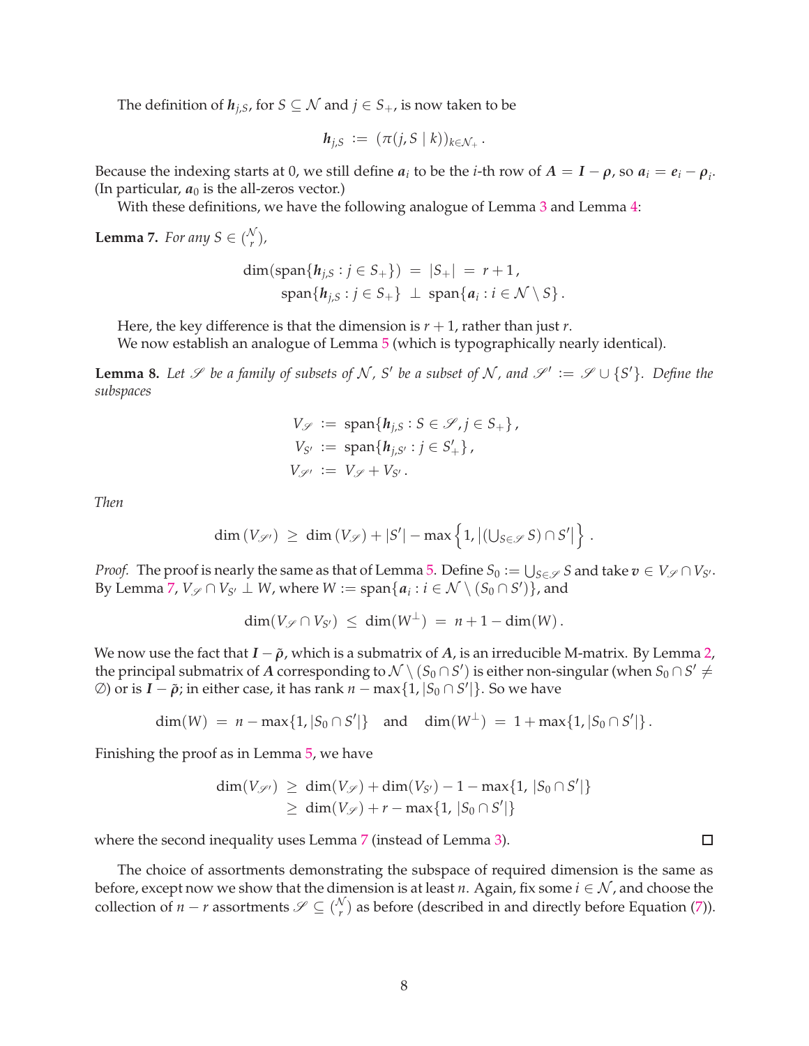The definition of $\boldsymbol{h}_{j,S}$, for $S \subseteq \mathcal{N}$ and $j \in S_+$, is now taken to be

$$\boldsymbol{h}_{j,S} \;:=\; (\pi(j, S \mid k))_{k \in \mathcal{N}_+}\,.$$

Because the indexing starts at 0, we still define $\boldsymbol{a}_i$ to be the $i$-th row of $\boldsymbol{A} = \boldsymbol{I} - \boldsymbol{\rho}$, so $\boldsymbol{a}_i = \boldsymbol{e}_i - \boldsymbol{\rho}_i$. (In particular, $\boldsymbol{a}_0$ is the all-zeros vector.)

With these definitions, we have the following analogue of Lemma 3 and Lemma 4:

**Lemma 7.** *For any* $S \in \binom{\mathcal{N}}{r}$*,*

$$\dim(\operatorname{span}\{\boldsymbol{h}_{j,S} : j \in S_+\}) \;=\; |S_+| \;=\; r+1\,,$$
$$\operatorname{span}\{\boldsymbol{h}_{j,S} : j \in S_+\} \;\perp\; \operatorname{span}\{\boldsymbol{a}_i : i \in \mathcal{N} \setminus S\}\,.$$

Here, the key difference is that the dimension is $r+1$, rather than just $r$.

We now establish an analogue of Lemma 5 (which is typographically nearly identical).

**Lemma 8.** *Let $\mathscr{S}$ be a family of subsets of $\mathcal{N}$, $S'$ be a subset of $\mathcal{N}$, and $\mathscr{S}' := \mathscr{S} \cup \{S'\}$. Define the subspaces*

$$V_{\mathscr{S}} \;:=\; \operatorname{span}\{\boldsymbol{h}_{j,S} : S \in \mathscr{S}, j \in S_+\}\,,$$
$$V_{S'} \;:=\; \operatorname{span}\{\boldsymbol{h}_{j,S'} : j \in S'_+\}\,,$$
$$V_{\mathscr{S}'} \;:=\; V_{\mathscr{S}} + V_{S'}\,.$$

*Then*

$$\dim\left(V_{\mathscr{S}'}\right) \;\geq\; \dim\left(V_{\mathscr{S}}\right) + |S'| - \max\left\{1, \left|(\textstyle\bigcup_{S \in \mathscr{S}} S) \cap S'\right|\right\}\,.$$

*Proof.* The proof is nearly the same as that of Lemma 5. Define $S_0 := \bigcup_{S \in \mathscr{S}} S$ and take $\boldsymbol{v} \in V_{\mathscr{S}} \cap V_{S'}$. By Lemma 7, $V_{\mathscr{S}} \cap V_{S'} \perp W$, where $W := \operatorname{span}\{\boldsymbol{a}_i : i \in \mathcal{N} \setminus (S_0 \cap S')\}$, and

$$\dim(V_{\mathscr{S}} \cap V_{S'}) \;\leq\; \dim(W^\perp) \;=\; n+1 - \dim(W)\,.$$

We now use the fact that $\boldsymbol{I} - \tilde{\boldsymbol{\rho}}$, which is a submatrix of $\boldsymbol{A}$, is an irreducible M-matrix. By Lemma 2, the principal submatrix of $\boldsymbol{A}$ corresponding to $\mathcal{N} \setminus (S_0 \cap S')$ is either non-singular (when $S_0 \cap S' \neq \emptyset$) or is $\boldsymbol{I} - \tilde{\boldsymbol{\rho}}$; in either case, it has rank $n - \max\{1, |S_0 \cap S'|\}$. So we have

$$\dim(W) \;=\; n - \max\{1, |S_0 \cap S'|\} \quad \text{and} \quad \dim(W^\perp) \;=\; 1 + \max\{1, |S_0 \cap S'|\}\,.$$

Finishing the proof as in Lemma 5, we have

$$\begin{aligned}\dim(V_{\mathscr{S}'}) \;&\geq\; \dim(V_{\mathscr{S}}) + \dim(V_{S'}) - 1 - \max\{1,\, |S_0 \cap S'|\} \\ &\geq\; \dim(V_{\mathscr{S}}) + r - \max\{1,\, |S_0 \cap S'|\}\end{aligned}$$

where the second inequality uses Lemma 7 (instead of Lemma 3). $\square$

The choice of assortments demonstrating the subspace of required dimension is the same as before, except now we show that the dimension is at least $n$. Again, fix some $i \in \mathcal{N}$, and choose the collection of $n - r$ assortments $\mathscr{S} \subseteq \binom{\mathcal{N}}{r}$ as before (described in and directly before Equation (7)).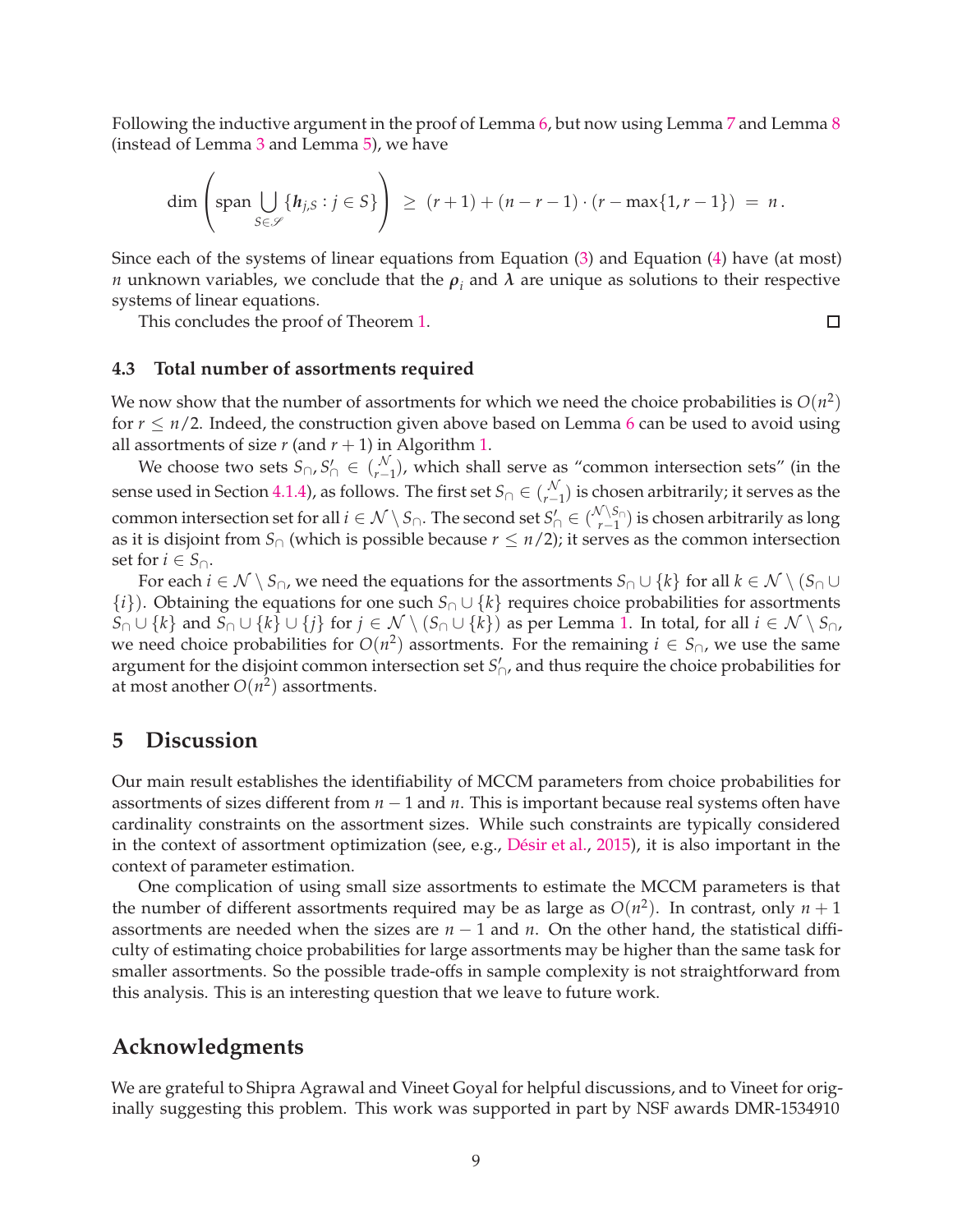Following the inductive argument in the proof of Lemma 6, but now using Lemma 7 and Lemma 8 (instead of Lemma 3 and Lemma 5), we have

$$\dim\left(\operatorname{span}\bigcup_{S\in\mathscr{S}}\{\boldsymbol{h}_{j,S} : j \in S\}\right) \;\geq\; (r+1) + (n-r-1)\cdot(r - \max\{1, r-1\}) \;=\; n\,.$$

Since each of the systems of linear equations from Equation (3) and Equation (4) have (at most) $n$ unknown variables, we conclude that the $\boldsymbol{\rho}_i$ and $\boldsymbol{\lambda}$ are unique as solutions to their respective systems of linear equations.

This concludes the proof of Theorem 1. □

### 4.3 Total number of assortments required

We now show that the number of assortments for which we need the choice probabilities is $O(n^2)$ for $r \leq n/2$. Indeed, the construction given above based on Lemma 6 can be used to avoid using all assortments of size $r$ (and $r+1$) in Algorithm 1.

We choose two sets $S_\cap, S'_\cap \in \binom{\mathcal{N}}{r-1}$, which shall serve as "common intersection sets" (in the sense used in Section 4.1.4), as follows. The first set $S_\cap \in \binom{\mathcal{N}}{r-1}$ is chosen arbitrarily; it serves as the common intersection set for all $i \in \mathcal{N} \setminus S_\cap$. The second set $S'_\cap \in \binom{\mathcal{N}\setminus S_\cap}{r-1}$ is chosen arbitrarily as long as it is disjoint from $S_\cap$ (which is possible because $r \leq n/2$); it serves as the common intersection set for $i \in S_\cap$.

For each $i \in \mathcal{N} \setminus S_\cap$, we need the equations for the assortments $S_\cap \cup \{k\}$ for all $k \in \mathcal{N} \setminus (S_\cap \cup \{i\})$. Obtaining the equations for one such $S_\cap \cup \{k\}$ requires choice probabilities for assortments $S_\cap \cup \{k\}$ and $S_\cap \cup \{k\} \cup \{j\}$ for $j \in \mathcal{N} \setminus (S_\cap \cup \{k\})$ as per Lemma 1. In total, for all $i \in \mathcal{N} \setminus S_\cap$, we need choice probabilities for $O(n^2)$ assortments. For the remaining $i \in S_\cap$, we use the same argument for the disjoint common intersection set $S'_\cap$, and thus require the choice probabilities for at most another $O(n^2)$ assortments.

## 5 Discussion

Our main result establishes the identifiability of MCCM parameters from choice probabilities for assortments of sizes different from $n-1$ and $n$. This is important because real systems often have cardinality constraints on the assortment sizes. While such constraints are typically considered in the context of assortment optimization (see, e.g., Désir et al., 2015), it is also important in the context of parameter estimation.

One complication of using small size assortments to estimate the MCCM parameters is that the number of different assortments required may be as large as $O(n^2)$. In contrast, only $n+1$ assortments are needed when the sizes are $n-1$ and $n$. On the other hand, the statistical difficulty of estimating choice probabilities for large assortments may be higher than the same task for smaller assortments. So the possible trade-offs in sample complexity is not straightforward from this analysis. This is an interesting question that we leave to future work.

## Acknowledgments

We are grateful to Shipra Agrawal and Vineet Goyal for helpful discussions, and to Vineet for originally suggesting this problem. This work was supported in part by NSF awards DMR-1534910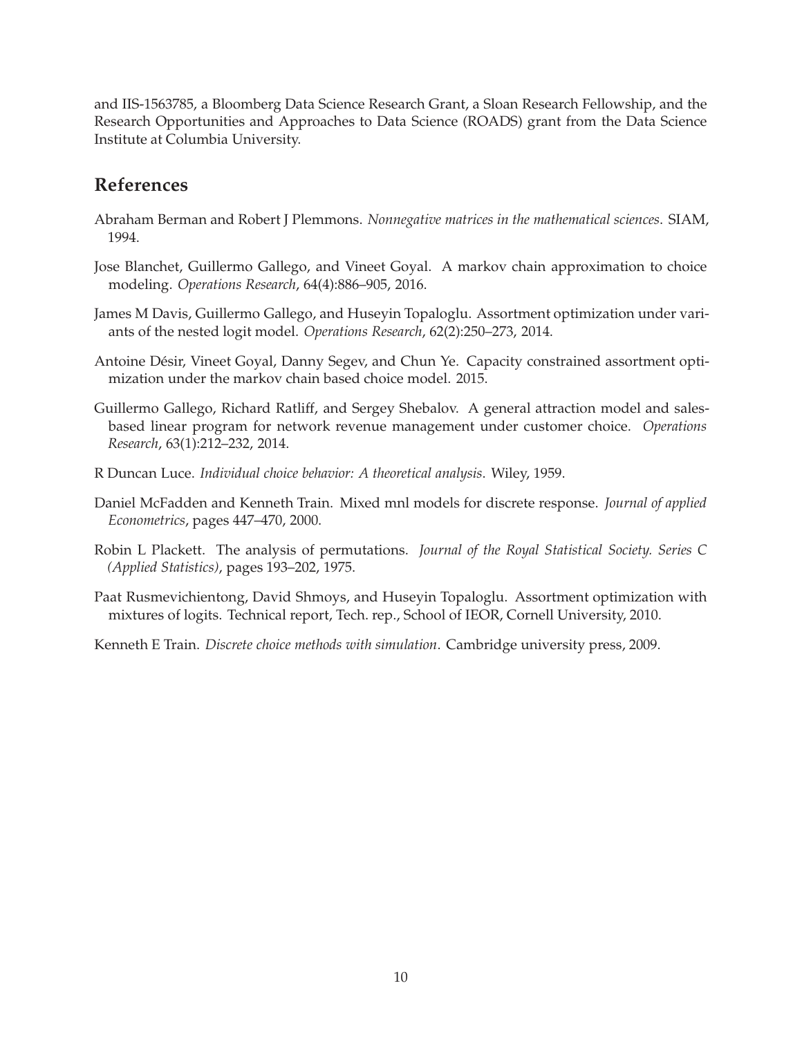and IIS-1563785, a Bloomberg Data Science Research Grant, a Sloan Research Fellowship, and the Research Opportunities and Approaches to Data Science (ROADS) grant from the Data Science Institute at Columbia University.

## References

Abraham Berman and Robert J Plemmons. *Nonnegative matrices in the mathematical sciences*. SIAM, 1994.

Jose Blanchet, Guillermo Gallego, and Vineet Goyal. A markov chain approximation to choice modeling. *Operations Research*, 64(4):886–905, 2016.

James M Davis, Guillermo Gallego, and Huseyin Topaloglu. Assortment optimization under variants of the nested logit model. *Operations Research*, 62(2):250–273, 2014.

Antoine Désir, Vineet Goyal, Danny Segev, and Chun Ye. Capacity constrained assortment optimization under the markov chain based choice model. 2015.

Guillermo Gallego, Richard Ratliff, and Sergey Shebalov. A general attraction model and sales-based linear program for network revenue management under customer choice. *Operations Research*, 63(1):212–232, 2014.

R Duncan Luce. *Individual choice behavior: A theoretical analysis*. Wiley, 1959.

Daniel McFadden and Kenneth Train. Mixed mnl models for discrete response. *Journal of applied Econometrics*, pages 447–470, 2000.

Robin L Plackett. The analysis of permutations. *Journal of the Royal Statistical Society. Series C (Applied Statistics)*, pages 193–202, 1975.

Paat Rusmevichientong, David Shmoys, and Huseyin Topaloglu. Assortment optimization with mixtures of logits. Technical report, Tech. rep., School of IEOR, Cornell University, 2010.

Kenneth E Train. *Discrete choice methods with simulation*. Cambridge university press, 2009.